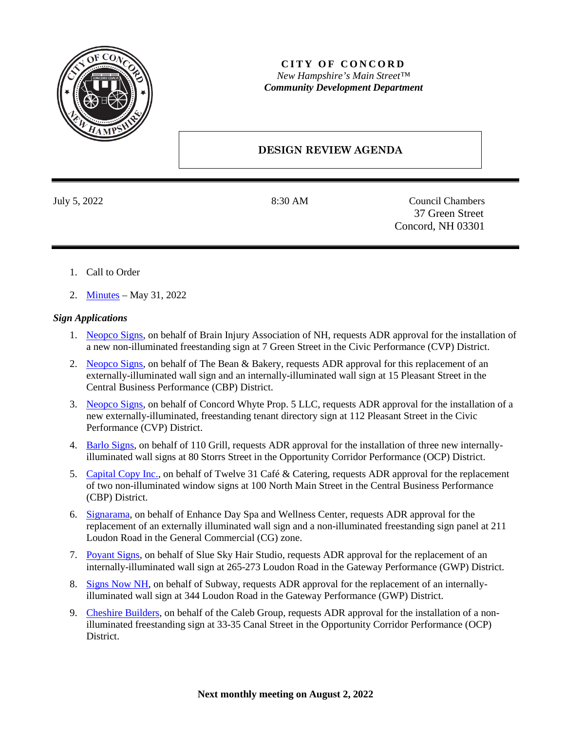**CITY OF CONCORD**

*New Hampshire's Main Street™*

***Community Development Department***

# DESIGN REVIEW AGENDA

July 5, 2022 | 8:30 AM | Council Chambers, 37 Green Street, Concord, NH 03301

1. Call to Order
2. Minutes – May 31, 2022

***Sign Applications***

1. Neopco Signs, on behalf of Brain Injury Association of NH, requests ADR approval for the installation of a new non-illuminated freestanding sign at 7 Green Street in the Civic Performance (CVP) District.
2. Neopco Signs, on behalf of The Bean & Bakery, requests ADR approval for this replacement of an externally-illuminated wall sign and an internally-illuminated wall sign at 15 Pleasant Street in the Central Business Performance (CBP) District.
3. Neopco Signs, on behalf of Concord Whyte Prop. 5 LLC, requests ADR approval for the installation of a new externally-illuminated, freestanding tenant directory sign at 112 Pleasant Street in the Civic Performance (CVP) District.
4. Barlo Signs, on behalf of 110 Grill, requests ADR approval for the installation of three new internally-illuminated wall signs at 80 Storrs Street in the Opportunity Corridor Performance (OCP) District.
5. Capital Copy Inc., on behalf of Twelve 31 Café & Catering, requests ADR approval for the replacement of two non-illuminated window signs at 100 North Main Street in the Central Business Performance (CBP) District.
6. Signarama, on behalf of Enhance Day Spa and Wellness Center, requests ADR approval for the replacement of an externally illuminated wall sign and a non-illuminated freestanding sign panel at 211 Loudon Road in the General Commercial (CG) zone.
7. Poyant Signs, on behalf of Slue Sky Hair Studio, requests ADR approval for the replacement of an internally-illuminated wall sign at 265-273 Loudon Road in the Gateway Performance (GWP) District.
8. Signs Now NH, on behalf of Subway, requests ADR approval for the replacement of an internally-illuminated wall sign at 344 Loudon Road in the Gateway Performance (GWP) District.
9. Cheshire Builders, on behalf of the Caleb Group, requests ADR approval for the installation of a non-illuminated freestanding sign at 33-35 Canal Street in the Opportunity Corridor Performance (OCP) District.

**Next monthly meeting on August 2, 2022**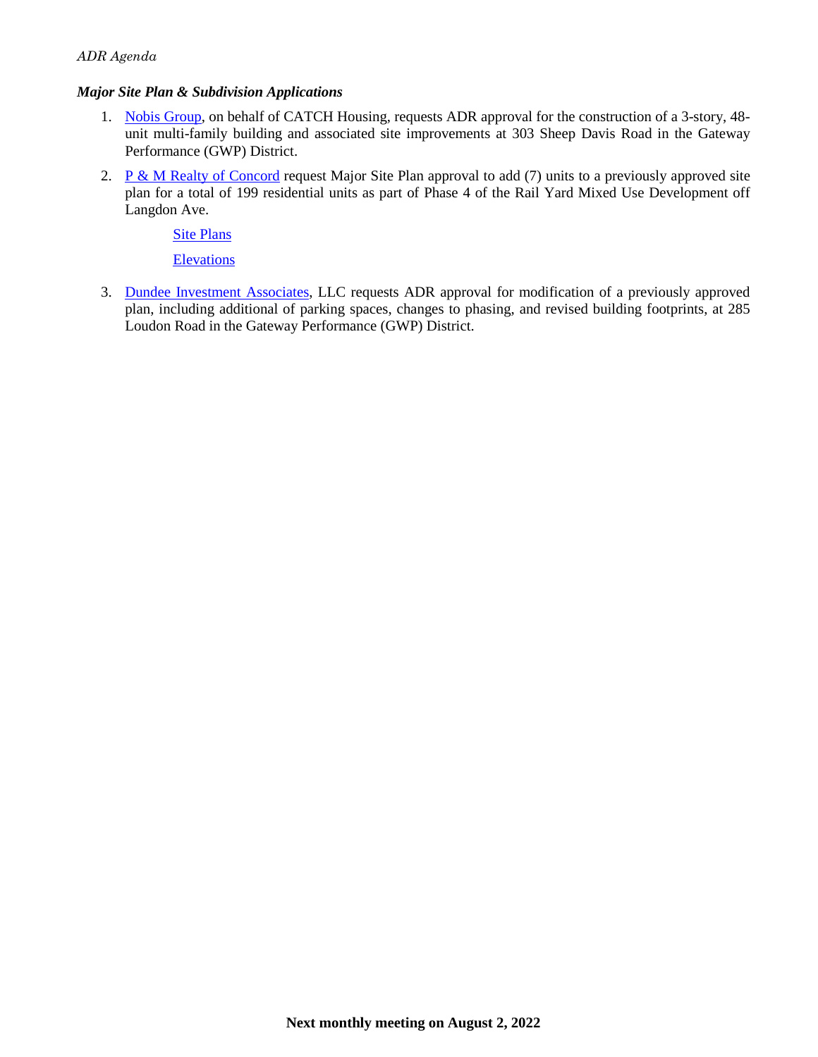*ADR Agenda*

***Major Site Plan & Subdivision Applications***

1. Nobis Group, on behalf of CATCH Housing, requests ADR approval for the construction of a 3-story, 48-unit multi-family building and associated site improvements at 303 Sheep Davis Road in the Gateway Performance (GWP) District.
2. P & M Realty of Concord request Major Site Plan approval to add (7) units to a previously approved site plan for a total of 199 residential units as part of Phase 4 of the Rail Yard Mixed Use Development off Langdon Ave.

   Site Plans

   Elevations

3. Dundee Investment Associates, LLC requests ADR approval for modification of a previously approved plan, including additional of parking spaces, changes to phasing, and revised building footprints, at 285 Loudon Road in the Gateway Performance (GWP) District.

**Next monthly meeting on August 2, 2022**